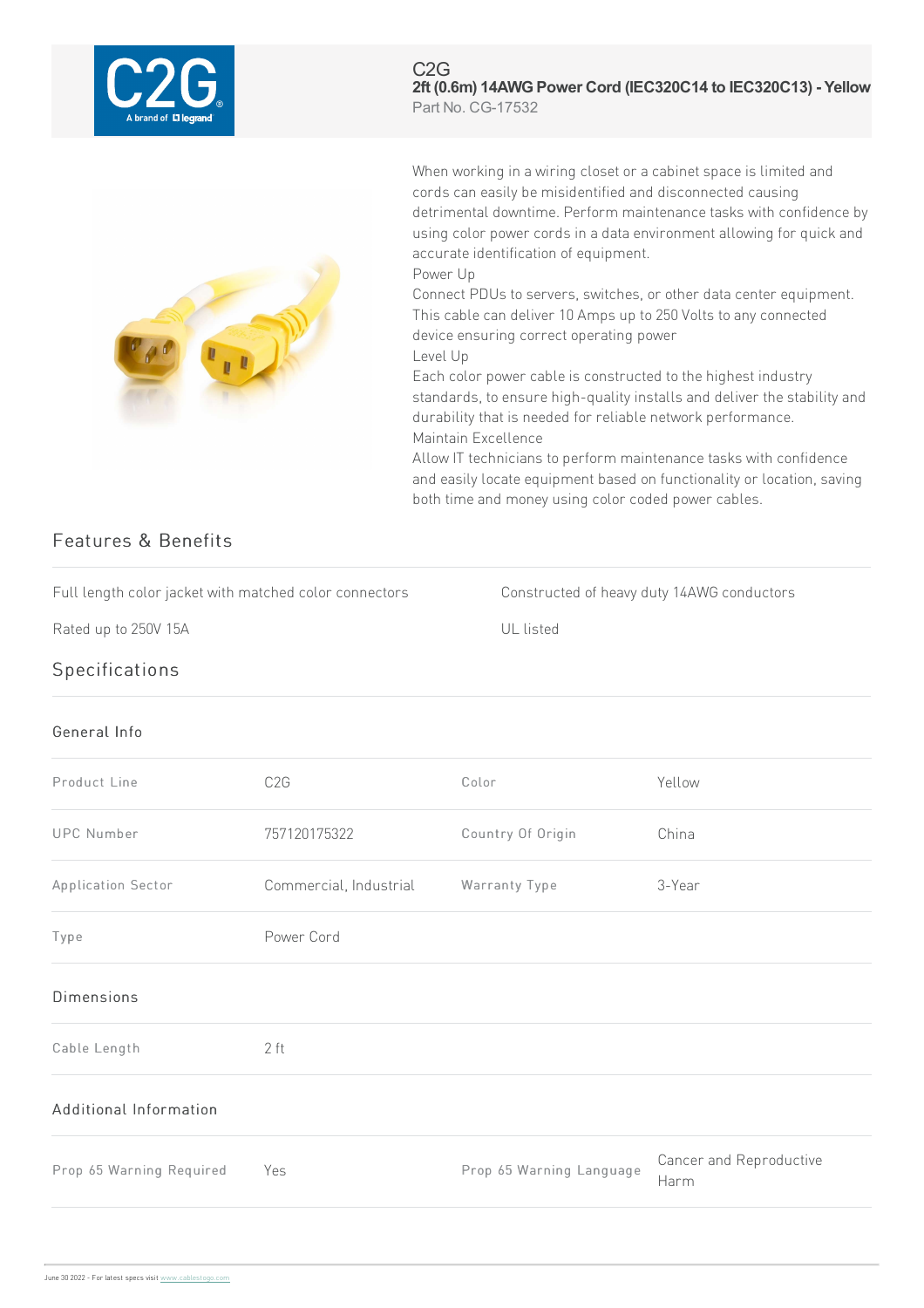C2G

# 2ft (0.6m) 14AWG Power Cord (IEC320C14 to IEC320C13) - Yellow

Part No. CG-17532

When working in a wiring closet or a cabinet space is limited and cords can easily be misidentified and disconnected causing detrimental downtime. Perform maintenance tasks with confidence by using color power cords in a data environment allowing for quick and accurate identification of equipment.

Power Up

Connect PDUs to servers, switches, or other data center equipment. This cable can deliver 10 Amps up to 250 Volts to any connected device ensuring correct operating power

Level Up

Each color power cable is constructed to the highest industry standards, to ensure high-quality installs and deliver the stability and durability that is needed for reliable network performance.

Maintain Excellence

Allow IT technicians to perform maintenance tasks with confidence and easily locate equipment based on functionality or location, saving both time and money using color coded power cables.

## Features & Benefits

- Full length color jacket with matched color connectors
- Constructed of heavy duty 14AWG conductors
- Rated up to 250V 15A
- UL listed

## Specifications

### General Info

| | | | |
|---|---|---|---|
| Product Line | C2G | Color | Yellow |
| UPC Number | 757120175322 | Country Of Origin | China |
| Application Sector | Commercial, Industrial | Warranty Type | 3-Year |
| Type | Power Cord | | |

### Dimensions

| | |
|---|---|
| Cable Length | 2 ft |

### Additional Information

| | | | |
|---|---|---|---|
| Prop 65 Warning Required | Yes | Prop 65 Warning Language | Cancer and Reproductive Harm |

June 30 2022 - For latest specs visit www.cablestogo.com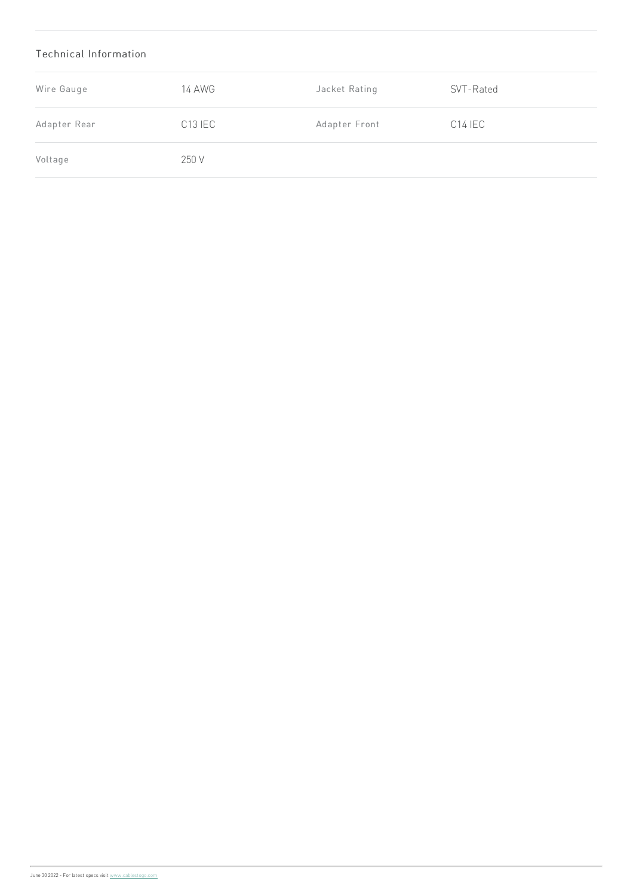## Technical Information

| | | | |
|---|---|---|---|
| Wire Gauge | 14 AWG | Jacket Rating | SVT-Rated |
| Adapter Rear | C13 IEC | Adapter Front | C14 IEC |
| Voltage | 250 V | | |

June 30 2022 - For latest specs visit www.cablestogo.com